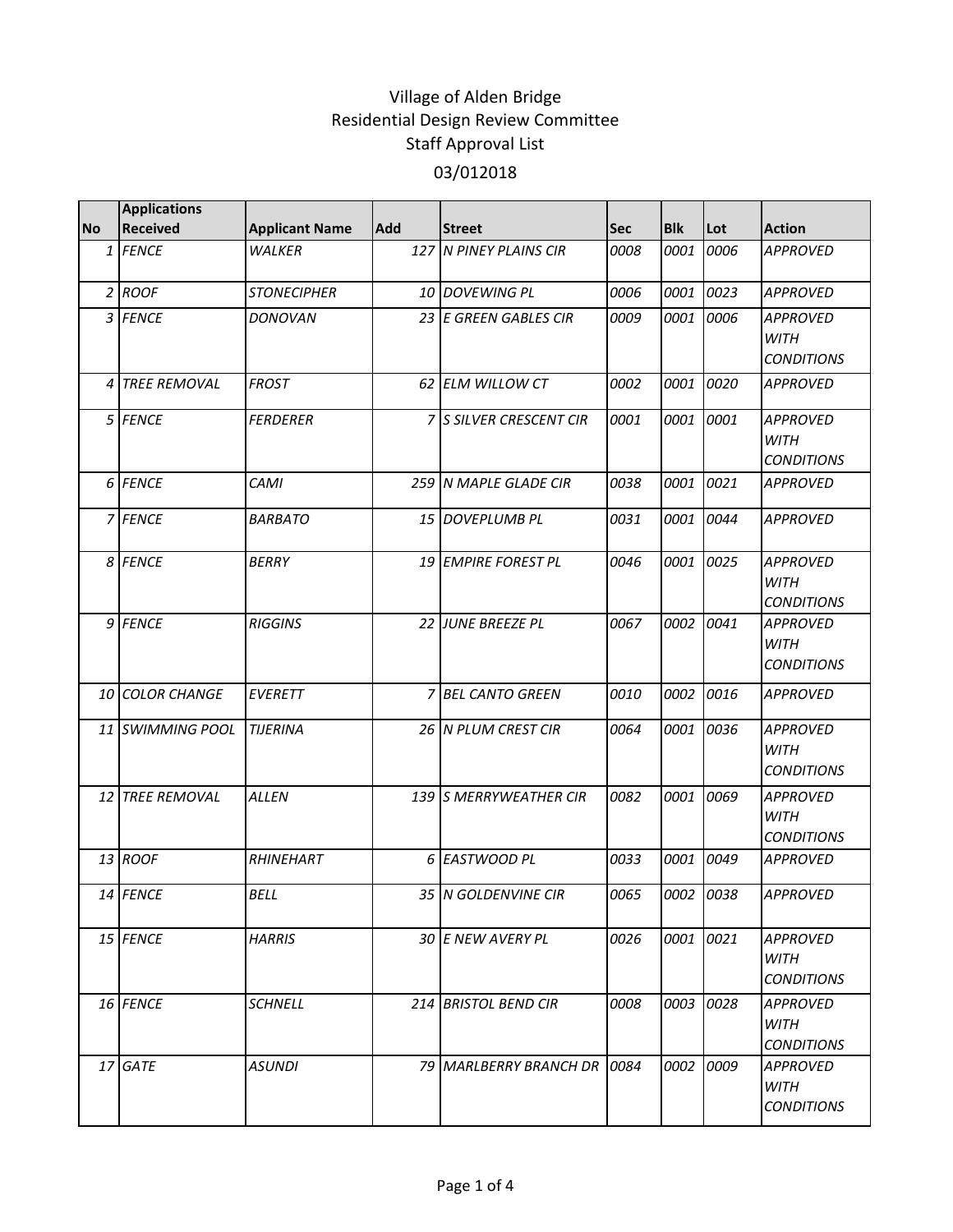# Village of Alden Bridge
## Residential Design Review Committee
## Staff Approval List
## 03/012018

| No | Applications Received | Applicant Name | Add | Street | Sec | Blk | Lot | Action |
|---|---|---|---|---|---|---|---|---|
| 1 | FENCE | WALKER | 127 | N PINEY PLAINS CIR | 0008 | 0001 | 0006 | APPROVED |
| 2 | ROOF | STONECIPHER | 10 | DOVEWING PL | 0006 | 0001 | 0023 | APPROVED |
| 3 | FENCE | DONOVAN | 23 | E GREEN GABLES CIR | 0009 | 0001 | 0006 | APPROVED WITH CONDITIONS |
| 4 | TREE REMOVAL | FROST | 62 | ELM WILLOW CT | 0002 | 0001 | 0020 | APPROVED |
| 5 | FENCE | FERDERER | 7 | S SILVER CRESCENT CIR | 0001 | 0001 | 0001 | APPROVED WITH CONDITIONS |
| 6 | FENCE | CAMI | 259 | N MAPLE GLADE CIR | 0038 | 0001 | 0021 | APPROVED |
| 7 | FENCE | BARBATO | 15 | DOVEPLUMB PL | 0031 | 0001 | 0044 | APPROVED |
| 8 | FENCE | BERRY | 19 | EMPIRE FOREST PL | 0046 | 0001 | 0025 | APPROVED WITH CONDITIONS |
| 9 | FENCE | RIGGINS | 22 | JUNE BREEZE PL | 0067 | 0002 | 0041 | APPROVED WITH CONDITIONS |
| 10 | COLOR CHANGE | EVERETT | 7 | BEL CANTO GREEN | 0010 | 0002 | 0016 | APPROVED |
| 11 | SWIMMING POOL | TIJERINA | 26 | N PLUM CREST CIR | 0064 | 0001 | 0036 | APPROVED WITH CONDITIONS |
| 12 | TREE REMOVAL | ALLEN | 139 | S MERRYWEATHER CIR | 0082 | 0001 | 0069 | APPROVED WITH CONDITIONS |
| 13 | ROOF | RHINEHART | 6 | EASTWOOD PL | 0033 | 0001 | 0049 | APPROVED |
| 14 | FENCE | BELL | 35 | N GOLDENVINE CIR | 0065 | 0002 | 0038 | APPROVED |
| 15 | FENCE | HARRIS | 30 | E NEW AVERY PL | 0026 | 0001 | 0021 | APPROVED WITH CONDITIONS |
| 16 | FENCE | SCHNELL | 214 | BRISTOL BEND CIR | 0008 | 0003 | 0028 | APPROVED WITH CONDITIONS |
| 17 | GATE | ASUNDI | 79 | MARLBERRY BRANCH DR | 0084 | 0002 | 0009 | APPROVED WITH CONDITIONS |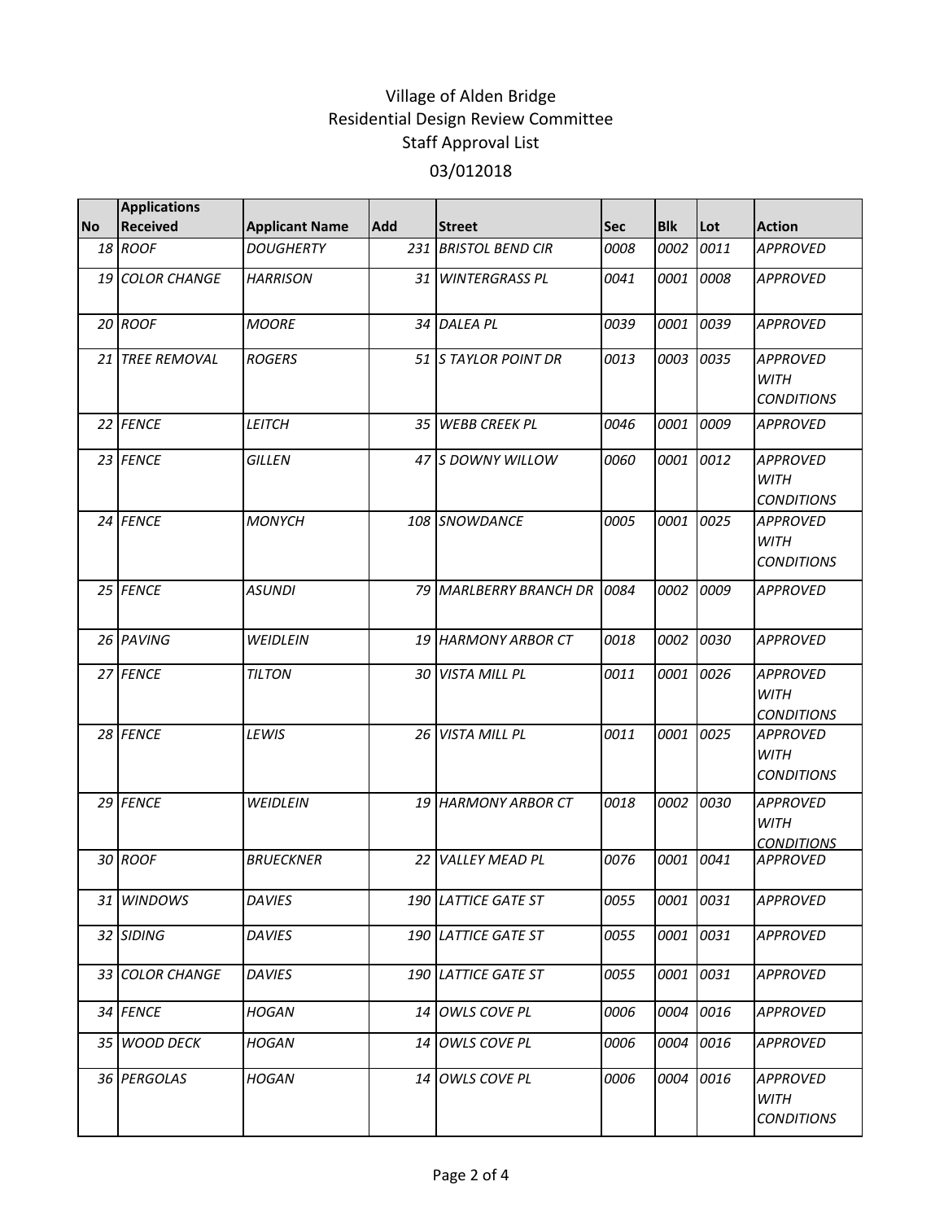# Village of Alden Bridge
## Residential Design Review Committee
### Staff Approval List
### 03/012018

| No | Applications Received | Applicant Name | Add | Street | Sec | Blk | Lot | Action |
|---|---|---|---|---|---|---|---|---|
| 18 | ROOF | DOUGHERTY | 231 | BRISTOL BEND CIR | 0008 | 0002 | 0011 | APPROVED |
| 19 | COLOR CHANGE | HARRISON | 31 | WINTERGRASS PL | 0041 | 0001 | 0008 | APPROVED |
| 20 | ROOF | MOORE | 34 | DALEA PL | 0039 | 0001 | 0039 | APPROVED |
| 21 | TREE REMOVAL | ROGERS | 51 | S TAYLOR POINT DR | 0013 | 0003 | 0035 | APPROVED WITH CONDITIONS |
| 22 | FENCE | LEITCH | 35 | WEBB CREEK PL | 0046 | 0001 | 0009 | APPROVED |
| 23 | FENCE | GILLEN | 47 | S DOWNY WILLOW | 0060 | 0001 | 0012 | APPROVED WITH CONDITIONS |
| 24 | FENCE | MONYCH | 108 | SNOWDANCE | 0005 | 0001 | 0025 | APPROVED WITH CONDITIONS |
| 25 | FENCE | ASUNDI | 79 | MARLBERRY BRANCH DR | 0084 | 0002 | 0009 | APPROVED |
| 26 | PAVING | WEIDLEIN | 19 | HARMONY ARBOR CT | 0018 | 0002 | 0030 | APPROVED |
| 27 | FENCE | TILTON | 30 | VISTA MILL PL | 0011 | 0001 | 0026 | APPROVED WITH CONDITIONS |
| 28 | FENCE | LEWIS | 26 | VISTA MILL PL | 0011 | 0001 | 0025 | APPROVED WITH CONDITIONS |
| 29 | FENCE | WEIDLEIN | 19 | HARMONY ARBOR CT | 0018 | 0002 | 0030 | APPROVED WITH CONDITIONS |
| 30 | ROOF | BRUECKNER | 22 | VALLEY MEAD PL | 0076 | 0001 | 0041 | APPROVED |
| 31 | WINDOWS | DAVIES | 190 | LATTICE GATE ST | 0055 | 0001 | 0031 | APPROVED |
| 32 | SIDING | DAVIES | 190 | LATTICE GATE ST | 0055 | 0001 | 0031 | APPROVED |
| 33 | COLOR CHANGE | DAVIES | 190 | LATTICE GATE ST | 0055 | 0001 | 0031 | APPROVED |
| 34 | FENCE | HOGAN | 14 | OWLS COVE PL | 0006 | 0004 | 0016 | APPROVED |
| 35 | WOOD DECK | HOGAN | 14 | OWLS COVE PL | 0006 | 0004 | 0016 | APPROVED |
| 36 | PERGOLAS | HOGAN | 14 | OWLS COVE PL | 0006 | 0004 | 0016 | APPROVED WITH CONDITIONS |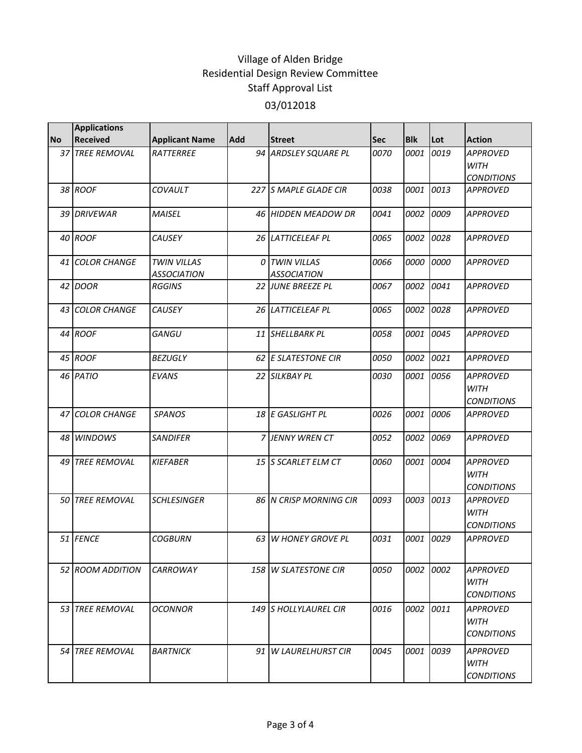# Village of Alden Bridge
## Residential Design Review Committee
### Staff Approval List
### 03/012018

| No | Applications Received | Applicant Name | Add | Street | Sec | Blk | Lot | Action |
|---|---|---|---|---|---|---|---|---|
| 37 | TREE REMOVAL | RATTERREE | 94 | ARDSLEY SQUARE PL | 0070 | 0001 | 0019 | APPROVED WITH CONDITIONS |
| 38 | ROOF | COVAULT | 227 | S MAPLE GLADE CIR | 0038 | 0001 | 0013 | APPROVED |
| 39 | DRIVEWAR | MAISEL | 46 | HIDDEN MEADOW DR | 0041 | 0002 | 0009 | APPROVED |
| 40 | ROOF | CAUSEY | 26 | LATTICELEAF PL | 0065 | 0002 | 0028 | APPROVED |
| 41 | COLOR CHANGE | TWIN VILLAS ASSOCIATION | 0 | TWIN VILLAS ASSOCIATION | 0066 | 0000 | 0000 | APPROVED |
| 42 | DOOR | RGGINS | 22 | JUNE BREEZE PL | 0067 | 0002 | 0041 | APPROVED |
| 43 | COLOR CHANGE | CAUSEY | 26 | LATTICELEAF PL | 0065 | 0002 | 0028 | APPROVED |
| 44 | ROOF | GANGU | 11 | SHELLBARK PL | 0058 | 0001 | 0045 | APPROVED |
| 45 | ROOF | BEZUGLY | 62 | E SLATESTONE CIR | 0050 | 0002 | 0021 | APPROVED |
| 46 | PATIO | EVANS | 22 | SILKBAY PL | 0030 | 0001 | 0056 | APPROVED WITH CONDITIONS |
| 47 | COLOR CHANGE | SPANOS | 18 | E GASLIGHT PL | 0026 | 0001 | 0006 | APPROVED |
| 48 | WINDOWS | SANDIFER | 7 | JENNY WREN CT | 0052 | 0002 | 0069 | APPROVED |
| 49 | TREE REMOVAL | KIEFABER | 15 | S SCARLET ELM CT | 0060 | 0001 | 0004 | APPROVED WITH CONDITIONS |
| 50 | TREE REMOVAL | SCHLESINGER | 86 | N CRISP MORNING CIR | 0093 | 0003 | 0013 | APPROVED WITH CONDITIONS |
| 51 | FENCE | COGBURN | 63 | W HONEY GROVE PL | 0031 | 0001 | 0029 | APPROVED |
| 52 | ROOM ADDITION | CARROWAY | 158 | W SLATESTONE CIR | 0050 | 0002 | 0002 | APPROVED WITH CONDITIONS |
| 53 | TREE REMOVAL | OCONNOR | 149 | S HOLLYLAUREL CIR | 0016 | 0002 | 0011 | APPROVED WITH CONDITIONS |
| 54 | TREE REMOVAL | BARTNICK | 91 | W LAURELHURST CIR | 0045 | 0001 | 0039 | APPROVED WITH CONDITIONS |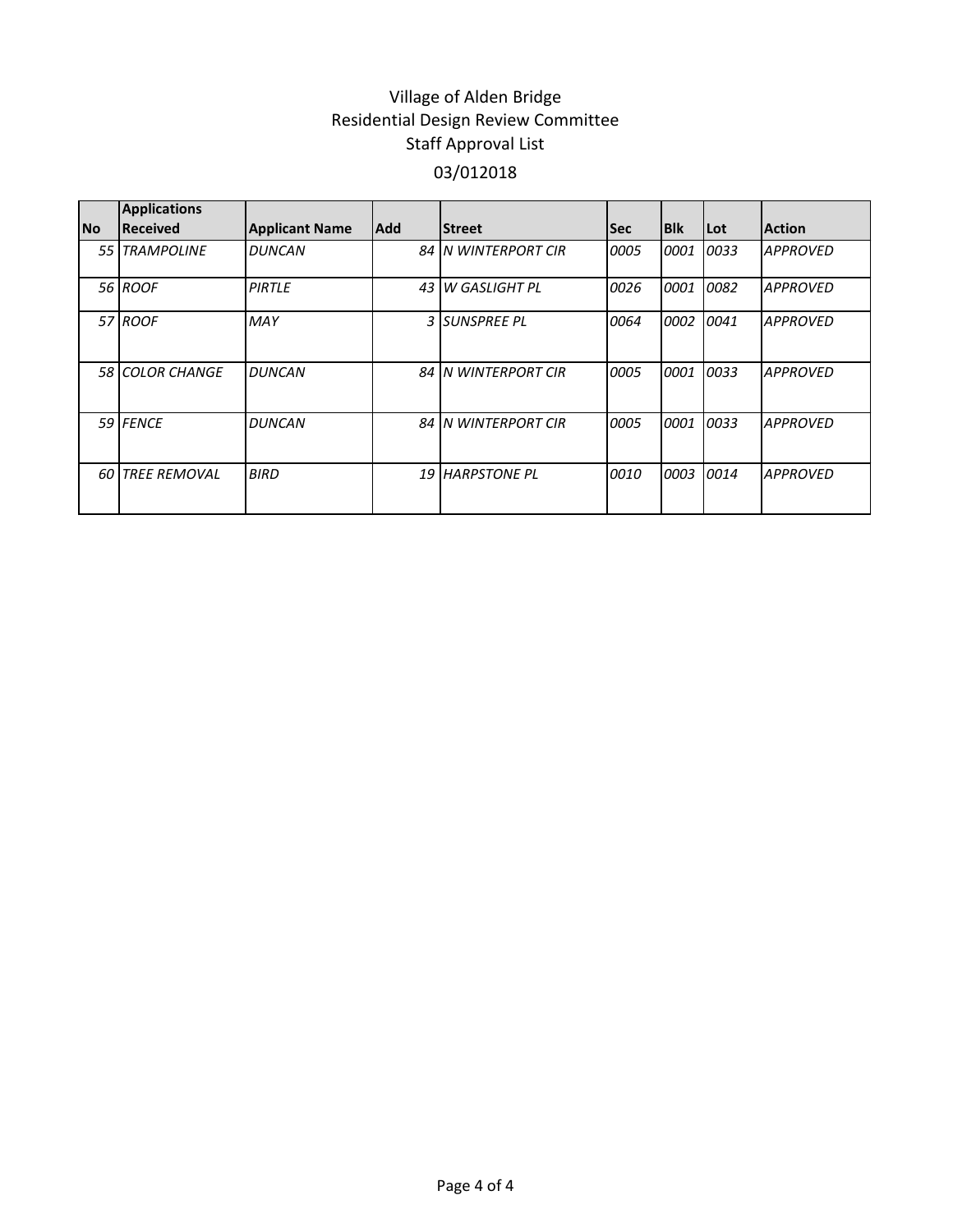Village of Alden Bridge
Residential Design Review Committee
Staff Approval List
03/012018

| No | Applications Received | Applicant Name | Add | Street | Sec | Blk | Lot | Action |
|---|---|---|---|---|---|---|---|---|
| 55 | *TRAMPOLINE* | *DUNCAN* | 84 | *N WINTERPORT CIR* | *0005* | *0001* | *0033* | *APPROVED* |
| 56 | *ROOF* | *PIRTLE* | 43 | *W GASLIGHT PL* | *0026* | *0001* | *0082* | *APPROVED* |
| 57 | *ROOF* | *MAY* | 3 | *SUNSPREE PL* | *0064* | *0002* | *0041* | *APPROVED* |
| 58 | *COLOR CHANGE* | *DUNCAN* | 84 | *N WINTERPORT CIR* | *0005* | *0001* | *0033* | *APPROVED* |
| 59 | *FENCE* | *DUNCAN* | 84 | *N WINTERPORT CIR* | *0005* | *0001* | *0033* | *APPROVED* |
| 60 | *TREE REMOVAL* | *BIRD* | 19 | *HARPSTONE PL* | *0010* | *0003* | *0014* | *APPROVED* |